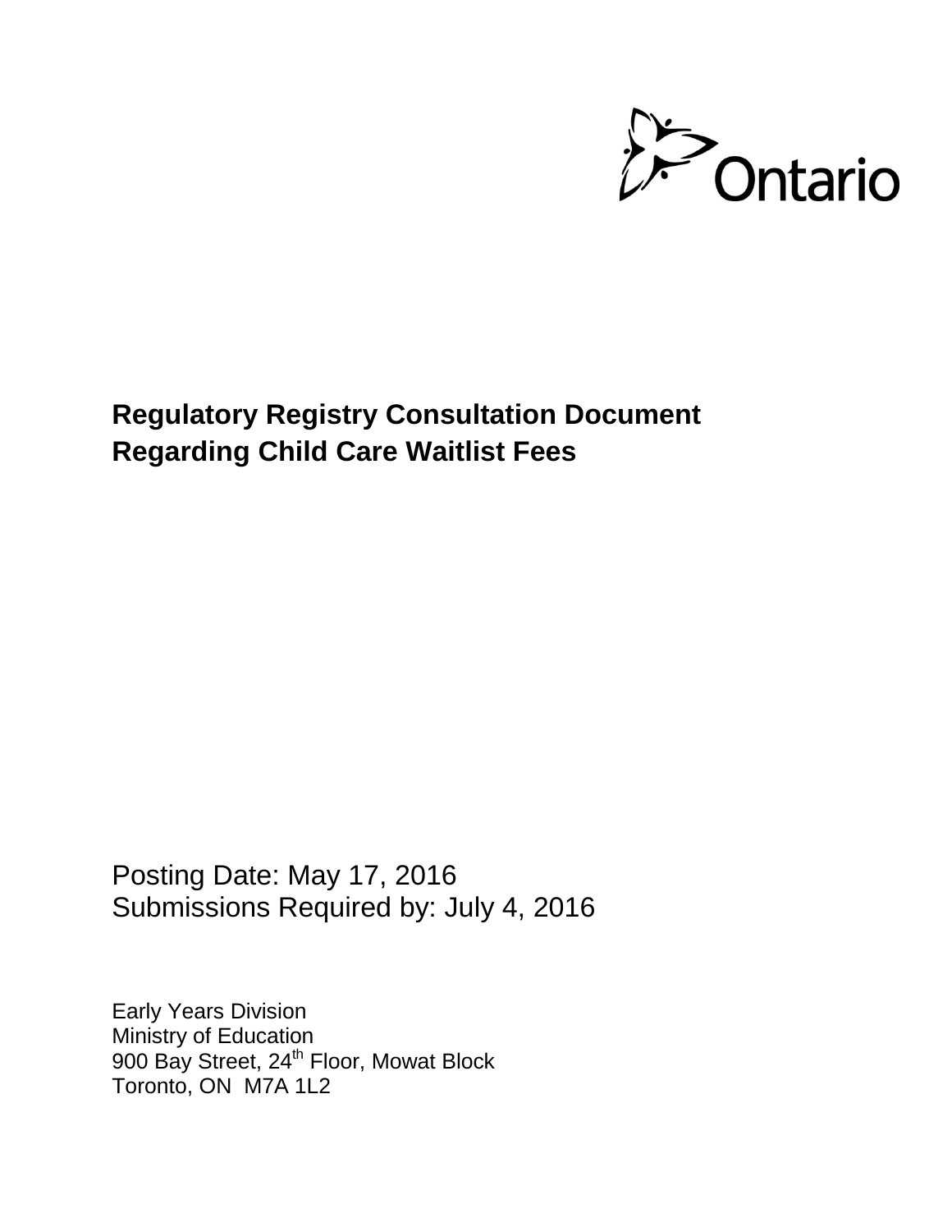Ontario

# Regulatory Registry Consultation Document Regarding Child Care Waitlist Fees

Posting Date: May 17, 2016
Submissions Required by: July 4, 2016

Early Years Division
Ministry of Education
900 Bay Street, 24th Floor, Mowat Block
Toronto, ON M7A 1L2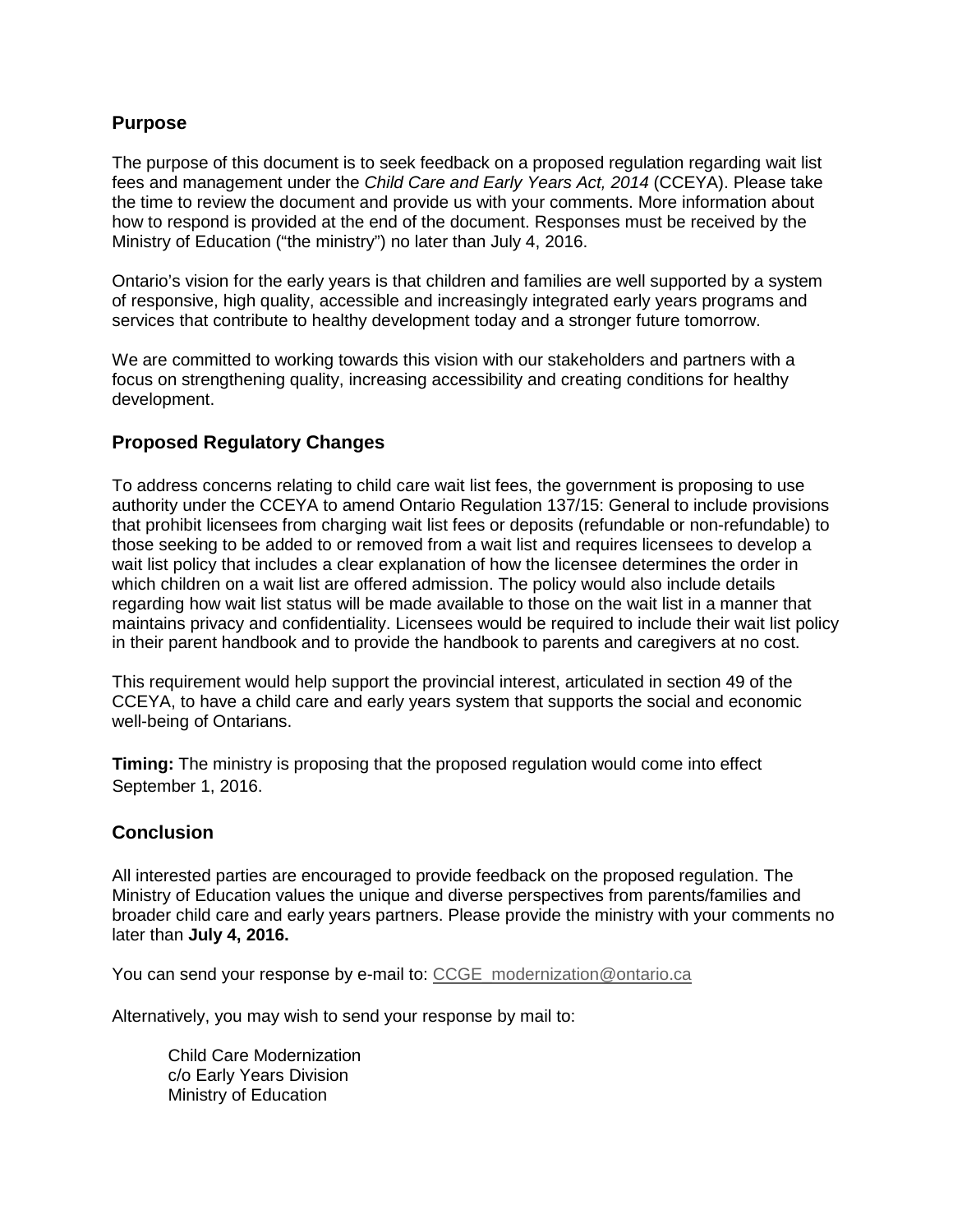## Purpose

The purpose of this document is to seek feedback on a proposed regulation regarding wait list fees and management under the *Child Care and Early Years Act, 2014* (CCEYA). Please take the time to review the document and provide us with your comments. More information about how to respond is provided at the end of the document. Responses must be received by the Ministry of Education ("the ministry") no later than July 4, 2016.

Ontario's vision for the early years is that children and families are well supported by a system of responsive, high quality, accessible and increasingly integrated early years programs and services that contribute to healthy development today and a stronger future tomorrow.

We are committed to working towards this vision with our stakeholders and partners with a focus on strengthening quality, increasing accessibility and creating conditions for healthy development.

## Proposed Regulatory Changes

To address concerns relating to child care wait list fees, the government is proposing to use authority under the CCEYA to amend Ontario Regulation 137/15: General to include provisions that prohibit licensees from charging wait list fees or deposits (refundable or non-refundable) to those seeking to be added to or removed from a wait list and requires licensees to develop a wait list policy that includes a clear explanation of how the licensee determines the order in which children on a wait list are offered admission. The policy would also include details regarding how wait list status will be made available to those on the wait list in a manner that maintains privacy and confidentiality. Licensees would be required to include their wait list policy in their parent handbook and to provide the handbook to parents and caregivers at no cost.

This requirement would help support the provincial interest, articulated in section 49 of the CCEYA, to have a child care and early years system that supports the social and economic well-being of Ontarians.

**Timing:** The ministry is proposing that the proposed regulation would come into effect September 1, 2016.

## Conclusion

All interested parties are encouraged to provide feedback on the proposed regulation. The Ministry of Education values the unique and diverse perspectives from parents/families and broader child care and early years partners. Please provide the ministry with your comments no later than **July 4, 2016.**

You can send your response by e-mail to: CCGE_modernization@ontario.ca

Alternatively, you may wish to send your response by mail to:

Child Care Modernization
c/o Early Years Division
Ministry of Education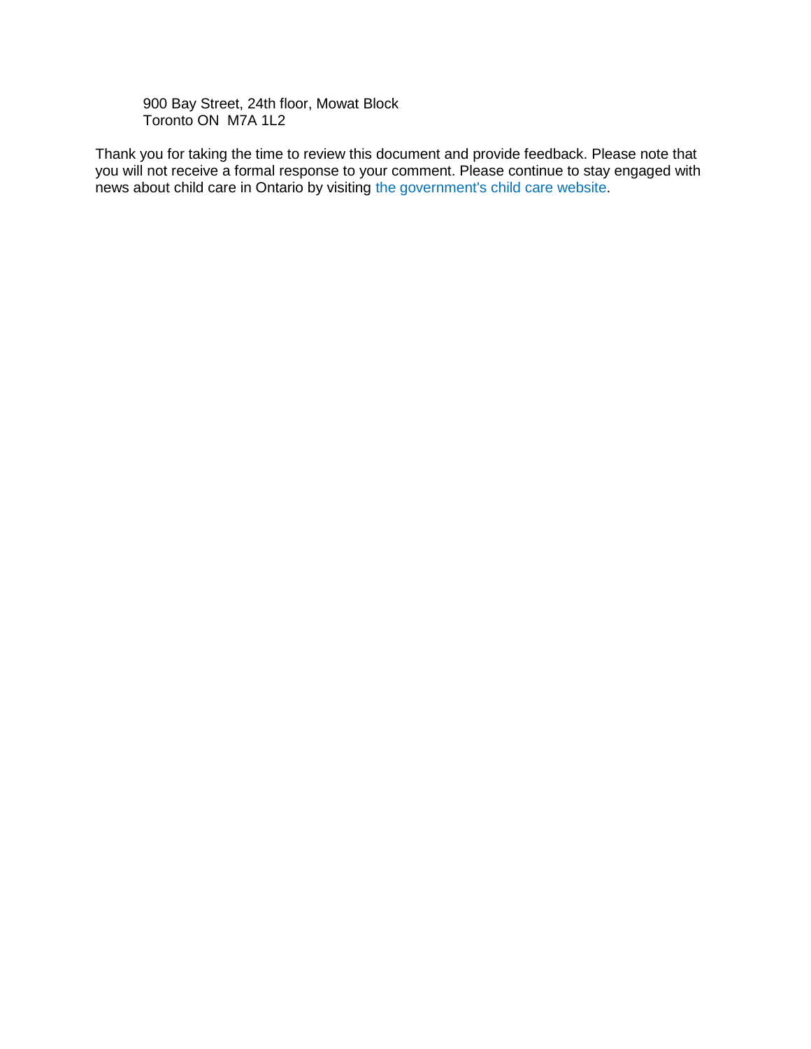900 Bay Street, 24th floor, Mowat Block
Toronto ON  M7A 1L2

Thank you for taking the time to review this document and provide feedback. Please note that you will not receive a formal response to your comment. Please continue to stay engaged with news about child care in Ontario by visiting the government's child care website.